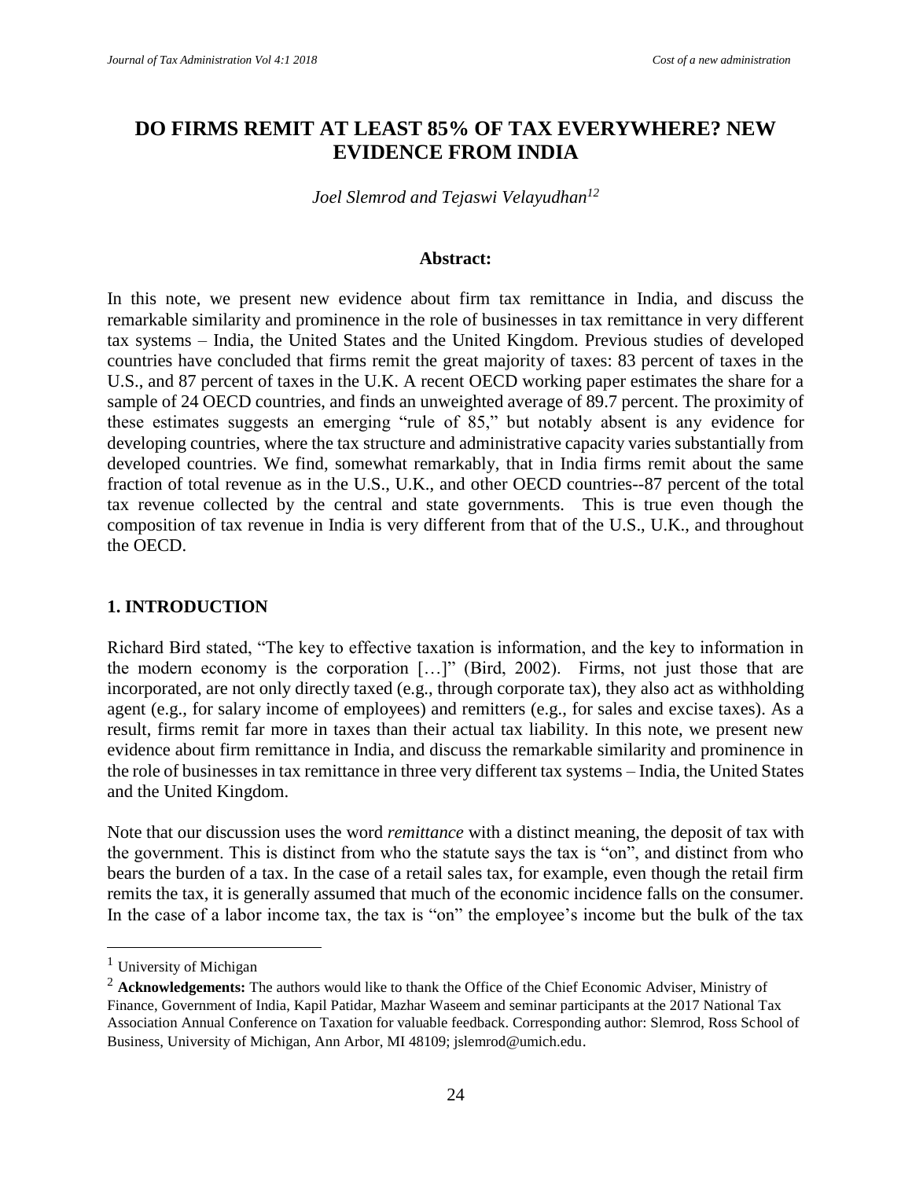# DO FIRMS REMIT AT LEAST 85% OF TAX EVERYWHERE? NEW EVIDENCE FROM INDIA

*Joel Slemrod and Tejaswi Velayudhan*[1,2]

### Abstract:

In this note, we present new evidence about firm tax remittance in India, and discuss the remarkable similarity and prominence in the role of businesses in tax remittance in very different tax systems – India, the United States and the United Kingdom. Previous studies of developed countries have concluded that firms remit the great majority of taxes: 83 percent of taxes in the U.S., and 87 percent of taxes in the U.K. A recent OECD working paper estimates the share for a sample of 24 OECD countries, and finds an unweighted average of 89.7 percent. The proximity of these estimates suggests an emerging "rule of 85," but notably absent is any evidence for developing countries, where the tax structure and administrative capacity varies substantially from developed countries. We find, somewhat remarkably, that in India firms remit about the same fraction of total revenue as in the U.S., U.K., and other OECD countries--87 percent of the total tax revenue collected by the central and state governments. This is true even though the composition of tax revenue in India is very different from that of the U.S., U.K., and throughout the OECD.

## 1. INTRODUCTION

Richard Bird stated, "The key to effective taxation is information, and the key to information in the modern economy is the corporation […]" (Bird, 2002). Firms, not just those that are incorporated, are not only directly taxed (e.g., through corporate tax), they also act as withholding agent (e.g., for salary income of employees) and remitters (e.g., for sales and excise taxes). As a result, firms remit far more in taxes than their actual tax liability. In this note, we present new evidence about firm remittance in India, and discuss the remarkable similarity and prominence in the role of businesses in tax remittance in three very different tax systems – India, the United States and the United Kingdom.

Note that our discussion uses the word *remittance* with a distinct meaning, the deposit of tax with the government. This is distinct from who the statute says the tax is "on", and distinct from who bears the burden of a tax. In the case of a retail sales tax, for example, even though the retail firm remits the tax, it is generally assumed that much of the economic incidence falls on the consumer. In the case of a labor income tax, the tax is "on" the employee's income but the bulk of the tax

---

[1] University of Michigan

[2] **Acknowledgements:** The authors would like to thank the Office of the Chief Economic Adviser, Ministry of Finance, Government of India, Kapil Patidar, Mazhar Waseem and seminar participants at the 2017 National Tax Association Annual Conference on Taxation for valuable feedback. Corresponding author: Slemrod, Ross School of Business, University of Michigan, Ann Arbor, MI 48109; jslemrod@umich.edu.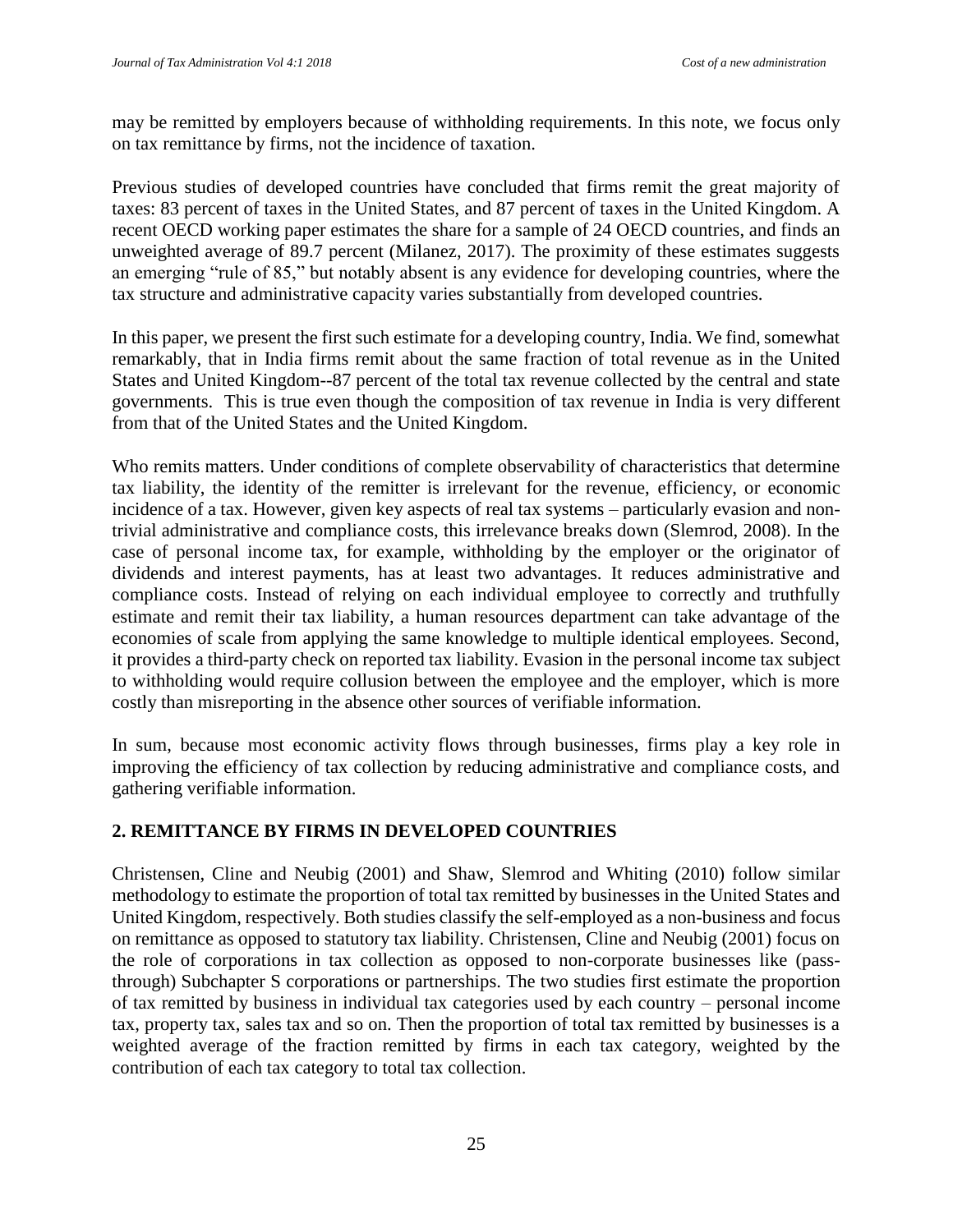may be remitted by employers because of withholding requirements. In this note, we focus only on tax remittance by firms, not the incidence of taxation.

Previous studies of developed countries have concluded that firms remit the great majority of taxes: 83 percent of taxes in the United States, and 87 percent of taxes in the United Kingdom. A recent OECD working paper estimates the share for a sample of 24 OECD countries, and finds an unweighted average of 89.7 percent (Milanez, 2017). The proximity of these estimates suggests an emerging "rule of 85," but notably absent is any evidence for developing countries, where the tax structure and administrative capacity varies substantially from developed countries.

In this paper, we present the first such estimate for a developing country, India. We find, somewhat remarkably, that in India firms remit about the same fraction of total revenue as in the United States and United Kingdom--87 percent of the total tax revenue collected by the central and state governments. This is true even though the composition of tax revenue in India is very different from that of the United States and the United Kingdom.

Who remits matters. Under conditions of complete observability of characteristics that determine tax liability, the identity of the remitter is irrelevant for the revenue, efficiency, or economic incidence of a tax. However, given key aspects of real tax systems – particularly evasion and non-trivial administrative and compliance costs, this irrelevance breaks down (Slemrod, 2008). In the case of personal income tax, for example, withholding by the employer or the originator of dividends and interest payments, has at least two advantages. It reduces administrative and compliance costs. Instead of relying on each individual employee to correctly and truthfully estimate and remit their tax liability, a human resources department can take advantage of the economies of scale from applying the same knowledge to multiple identical employees. Second, it provides a third-party check on reported tax liability. Evasion in the personal income tax subject to withholding would require collusion between the employee and the employer, which is more costly than misreporting in the absence other sources of verifiable information.

In sum, because most economic activity flows through businesses, firms play a key role in improving the efficiency of tax collection by reducing administrative and compliance costs, and gathering verifiable information.

## 2. REMITTANCE BY FIRMS IN DEVELOPED COUNTRIES

Christensen, Cline and Neubig (2001) and Shaw, Slemrod and Whiting (2010) follow similar methodology to estimate the proportion of total tax remitted by businesses in the United States and United Kingdom, respectively. Both studies classify the self-employed as a non-business and focus on remittance as opposed to statutory tax liability. Christensen, Cline and Neubig (2001) focus on the role of corporations in tax collection as opposed to non-corporate businesses like (pass-through) Subchapter S corporations or partnerships. The two studies first estimate the proportion of tax remitted by business in individual tax categories used by each country – personal income tax, property tax, sales tax and so on. Then the proportion of total tax remitted by businesses is a weighted average of the fraction remitted by firms in each tax category, weighted by the contribution of each tax category to total tax collection.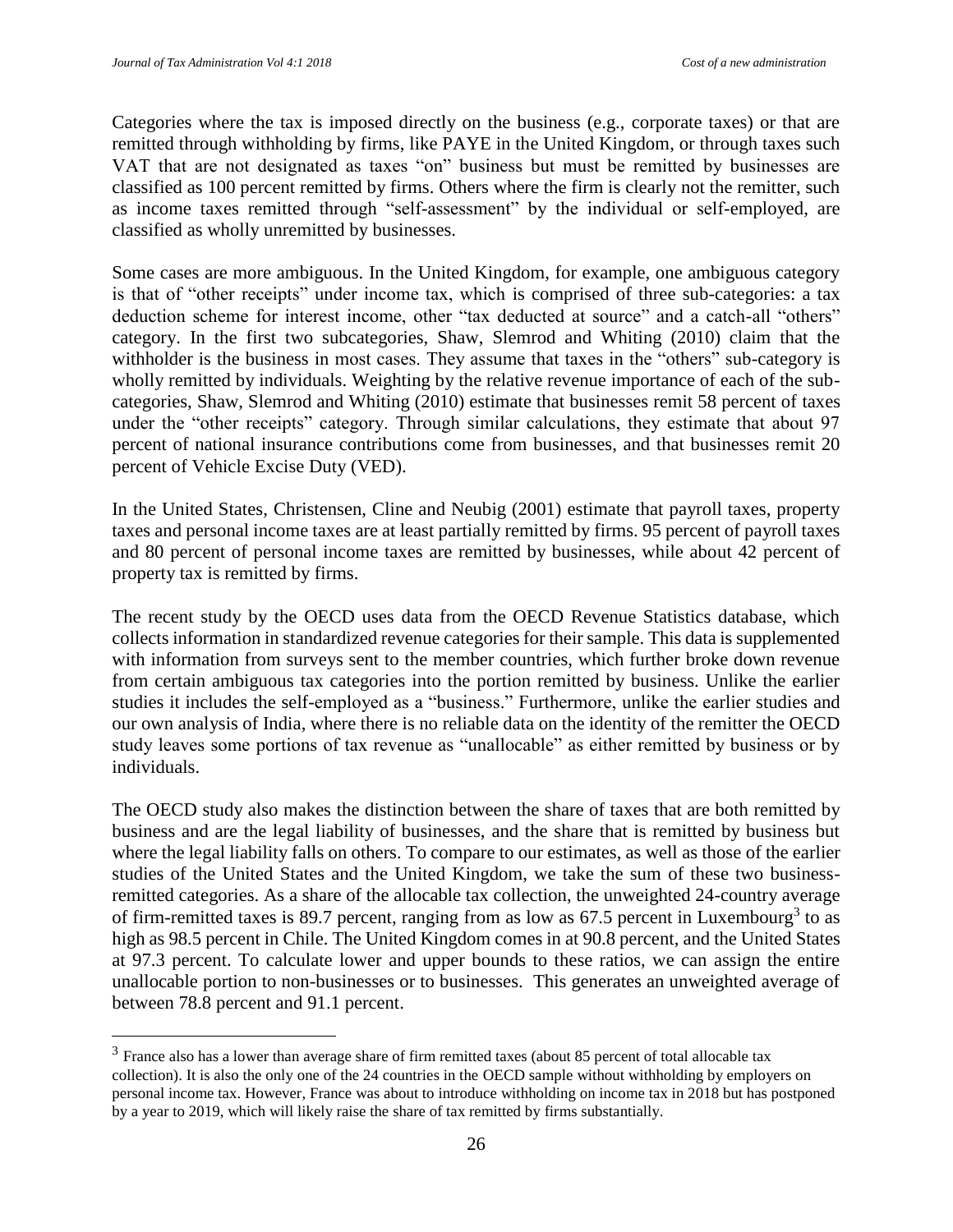Categories where the tax is imposed directly on the business (e.g., corporate taxes) or that are remitted through withholding by firms, like PAYE in the United Kingdom, or through taxes such VAT that are not designated as taxes "on" business but must be remitted by businesses are classified as 100 percent remitted by firms. Others where the firm is clearly not the remitter, such as income taxes remitted through "self-assessment" by the individual or self-employed, are classified as wholly unremitted by businesses.

Some cases are more ambiguous. In the United Kingdom, for example, one ambiguous category is that of "other receipts" under income tax, which is comprised of three sub-categories: a tax deduction scheme for interest income, other "tax deducted at source" and a catch-all "others" category. In the first two subcategories, Shaw, Slemrod and Whiting (2010) claim that the withholder is the business in most cases. They assume that taxes in the "others" sub-category is wholly remitted by individuals. Weighting by the relative revenue importance of each of the sub-categories, Shaw, Slemrod and Whiting (2010) estimate that businesses remit 58 percent of taxes under the "other receipts" category. Through similar calculations, they estimate that about 97 percent of national insurance contributions come from businesses, and that businesses remit 20 percent of Vehicle Excise Duty (VED).

In the United States, Christensen, Cline and Neubig (2001) estimate that payroll taxes, property taxes and personal income taxes are at least partially remitted by firms. 95 percent of payroll taxes and 80 percent of personal income taxes are remitted by businesses, while about 42 percent of property tax is remitted by firms.

The recent study by the OECD uses data from the OECD Revenue Statistics database, which collects information in standardized revenue categories for their sample. This data is supplemented with information from surveys sent to the member countries, which further broke down revenue from certain ambiguous tax categories into the portion remitted by business. Unlike the earlier studies it includes the self-employed as a "business." Furthermore, unlike the earlier studies and our own analysis of India, where there is no reliable data on the identity of the remitter the OECD study leaves some portions of tax revenue as "unallocable" as either remitted by business or by individuals.

The OECD study also makes the distinction between the share of taxes that are both remitted by business and are the legal liability of businesses, and the share that is remitted by business but where the legal liability falls on others. To compare to our estimates, as well as those of the earlier studies of the United States and the United Kingdom, we take the sum of these two business-remitted categories. As a share of the allocable tax collection, the unweighted 24-country average of firm-remitted taxes is 89.7 percent, ranging from as low as 67.5 percent in Luxembourg[3] to as high as 98.5 percent in Chile. The United Kingdom comes in at 90.8 percent, and the United States at 97.3 percent. To calculate lower and upper bounds to these ratios, we can assign the entire unallocable portion to non-businesses or to businesses. This generates an unweighted average of between 78.8 percent and 91.1 percent.

[3] France also has a lower than average share of firm remitted taxes (about 85 percent of total allocable tax collection). It is also the only one of the 24 countries in the OECD sample without withholding by employers on personal income tax. However, France was about to introduce withholding on income tax in 2018 but has postponed by a year to 2019, which will likely raise the share of tax remitted by firms substantially.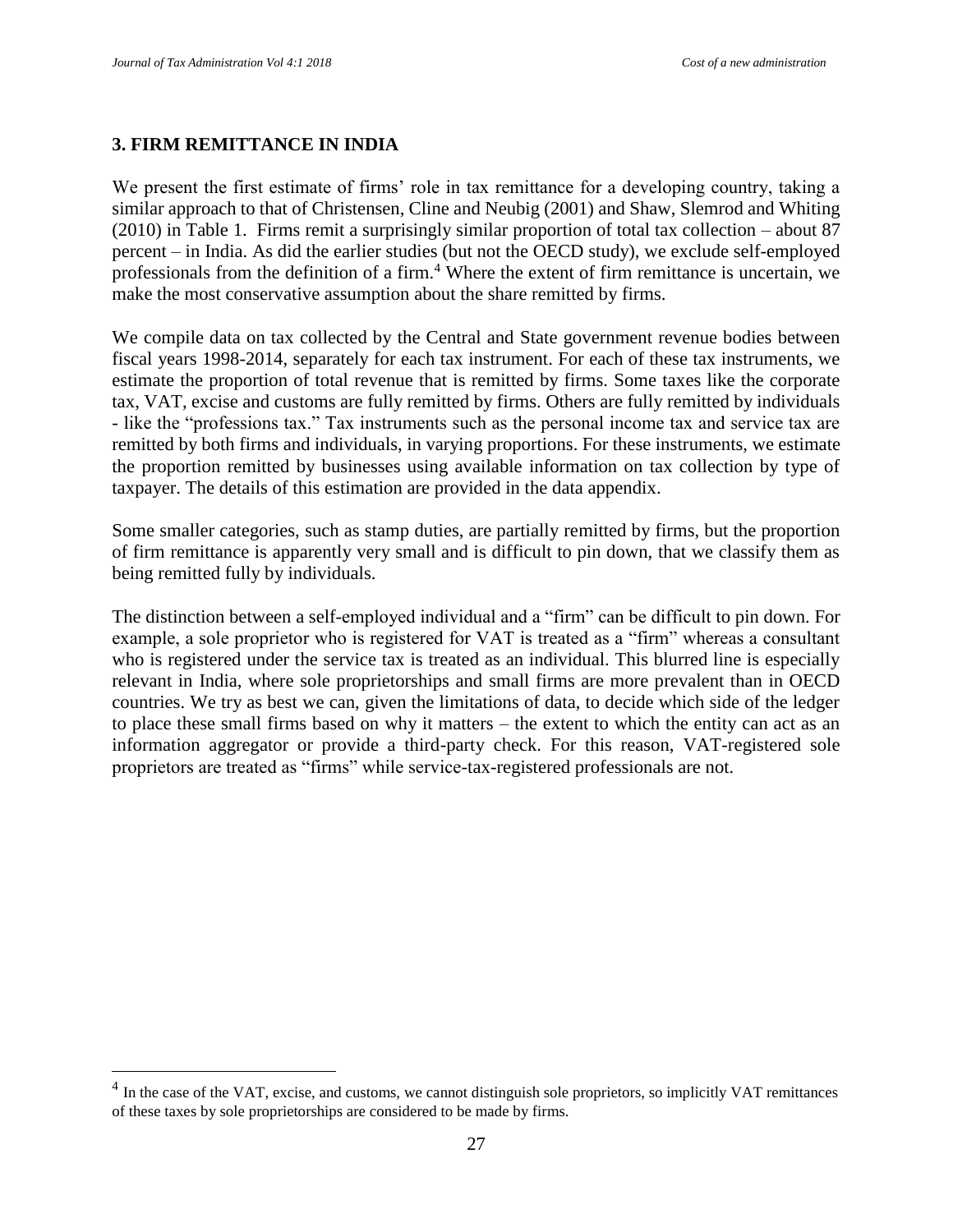## 3. FIRM REMITTANCE IN INDIA

We present the first estimate of firms' role in tax remittance for a developing country, taking a similar approach to that of Christensen, Cline and Neubig (2001) and Shaw, Slemrod and Whiting (2010) in Table 1. Firms remit a surprisingly similar proportion of total tax collection – about 87 percent – in India. As did the earlier studies (but not the OECD study), we exclude self-employed professionals from the definition of a firm.[4] Where the extent of firm remittance is uncertain, we make the most conservative assumption about the share remitted by firms.

We compile data on tax collected by the Central and State government revenue bodies between fiscal years 1998-2014, separately for each tax instrument. For each of these tax instruments, we estimate the proportion of total revenue that is remitted by firms. Some taxes like the corporate tax, VAT, excise and customs are fully remitted by firms. Others are fully remitted by individuals - like the "professions tax." Tax instruments such as the personal income tax and service tax are remitted by both firms and individuals, in varying proportions. For these instruments, we estimate the proportion remitted by businesses using available information on tax collection by type of taxpayer. The details of this estimation are provided in the data appendix.

Some smaller categories, such as stamp duties, are partially remitted by firms, but the proportion of firm remittance is apparently very small and is difficult to pin down, that we classify them as being remitted fully by individuals.

The distinction between a self-employed individual and a "firm" can be difficult to pin down. For example, a sole proprietor who is registered for VAT is treated as a "firm" whereas a consultant who is registered under the service tax is treated as an individual. This blurred line is especially relevant in India, where sole proprietorships and small firms are more prevalent than in OECD countries. We try as best we can, given the limitations of data, to decide which side of the ledger to place these small firms based on why it matters – the extent to which the entity can act as an information aggregator or provide a third-party check. For this reason, VAT-registered sole proprietors are treated as "firms" while service-tax-registered professionals are not.

[4] In the case of the VAT, excise, and customs, we cannot distinguish sole proprietors, so implicitly VAT remittances of these taxes by sole proprietorships are considered to be made by firms.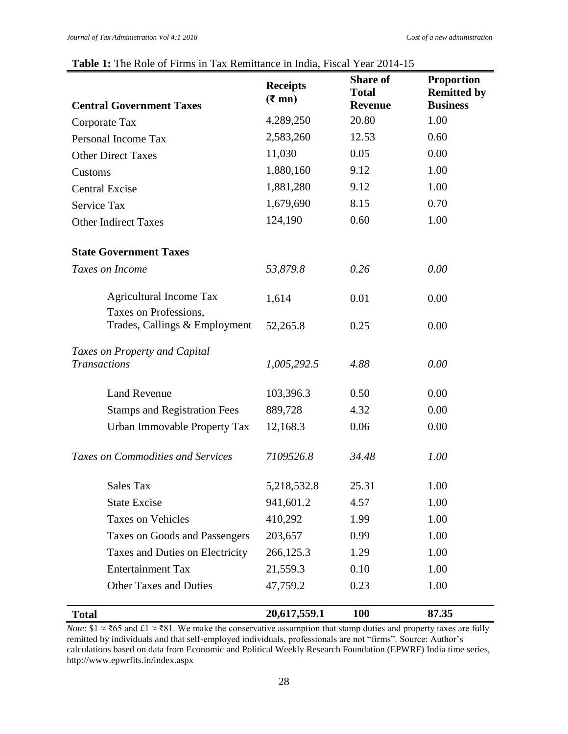**Table 1:** The Role of Firms in Tax Remittance in India, Fiscal Year 2014-15

| Central Government Taxes | Receipts (₹ mn) | Share of Total Revenue | Proportion Remitted by Business |
|---|---|---|---|
| Corporate Tax | 4,289,250 | 20.80 | 1.00 |
| Personal Income Tax | 2,583,260 | 12.53 | 0.60 |
| Other Direct Taxes | 11,030 | 0.05 | 0.00 |
| Customs | 1,880,160 | 9.12 | 1.00 |
| Central Excise | 1,881,280 | 9.12 | 1.00 |
| Service Tax | 1,679,690 | 8.15 | 0.70 |
| Other Indirect Taxes | 124,190 | 0.60 | 1.00 |
| **State Government Taxes** | | | |
| *Taxes on Income* | *53,879.8* | *0.26* | *0.00* |
| Agricultural Income Tax | 1,614 | 0.01 | 0.00 |
| Taxes on Professions, Trades, Callings & Employment | 52,265.8 | 0.25 | 0.00 |
| *Taxes on Property and Capital Transactions* | *1,005,292.5* | *4.88* | *0.00* |
| Land Revenue | 103,396.3 | 0.50 | 0.00 |
| Stamps and Registration Fees | 889,728 | 4.32 | 0.00 |
| Urban Immovable Property Tax | 12,168.3 | 0.06 | 0.00 |
| *Taxes on Commodities and Services* | *7109526.8* | *34.48* | *1.00* |
| Sales Tax | 5,218,532.8 | 25.31 | 1.00 |
| State Excise | 941,601.2 | 4.57 | 1.00 |
| Taxes on Vehicles | 410,292 | 1.99 | 1.00 |
| Taxes on Goods and Passengers | 203,657 | 0.99 | 1.00 |
| Taxes and Duties on Electricity | 266,125.3 | 1.29 | 1.00 |
| Entertainment Tax | 21,559.3 | 0.10 | 1.00 |
| Other Taxes and Duties | 47,759.2 | 0.23 | 1.00 |
| **Total** | **20,617,559.1** | **100** | **87.35** |

*Note*: $1 ≈ ₹65 and £1 ≈ ₹81. We make the conservative assumption that stamp duties and property taxes are fully remitted by individuals and that self-employed individuals, professionals are not "firms". Source: Author's calculations based on data from Economic and Political Weekly Research Foundation (EPWRF) India time series, http://www.epwrfits.in/index.aspx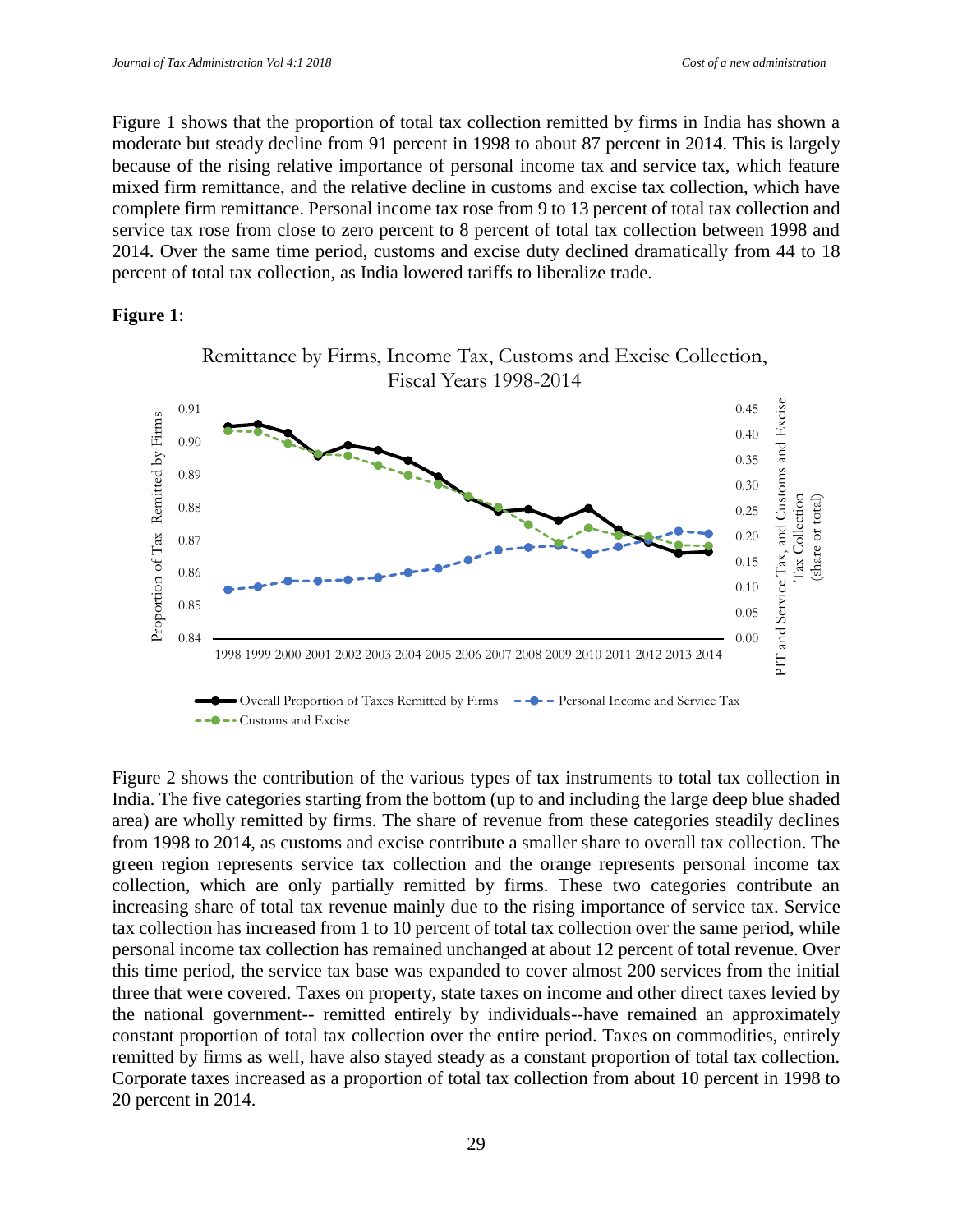Figure 1 shows that the proportion of total tax collection remitted by firms in India has shown a moderate but steady decline from 91 percent in 1998 to about 87 percent in 2014. This is largely because of the rising relative importance of personal income tax and service tax, which feature mixed firm remittance, and the relative decline in customs and excise tax collection, which have complete firm remittance. Personal income tax rose from 9 to 13 percent of total tax collection and service tax rose from close to zero percent to 8 percent of total tax collection between 1998 and 2014. Over the same time period, customs and excise duty declined dramatically from 44 to 18 percent of total tax collection, as India lowered tariffs to liberalize trade.

**Figure 1**:

Remittance by Firms, Income Tax, Customs and Excise Collection, Fiscal Years 1998-2014

Figure 2 shows the contribution of the various types of tax instruments to total tax collection in India. The five categories starting from the bottom (up to and including the large deep blue shaded area) are wholly remitted by firms. The share of revenue from these categories steadily declines from 1998 to 2014, as customs and excise contribute a smaller share to overall tax collection. The green region represents service tax collection and the orange represents personal income tax collection, which are only partially remitted by firms. These two categories contribute an increasing share of total tax revenue mainly due to the rising importance of service tax. Service tax collection has increased from 1 to 10 percent of total tax collection over the same period, while personal income tax collection has remained unchanged at about 12 percent of total revenue. Over this time period, the service tax base was expanded to cover almost 200 services from the initial three that were covered. Taxes on property, state taxes on income and other direct taxes levied by the national government-- remitted entirely by individuals--have remained an approximately constant proportion of total tax collection over the entire period. Taxes on commodities, entirely remitted by firms as well, have also stayed steady as a constant proportion of total tax collection. Corporate taxes increased as a proportion of total tax collection from about 10 percent in 1998 to 20 percent in 2014.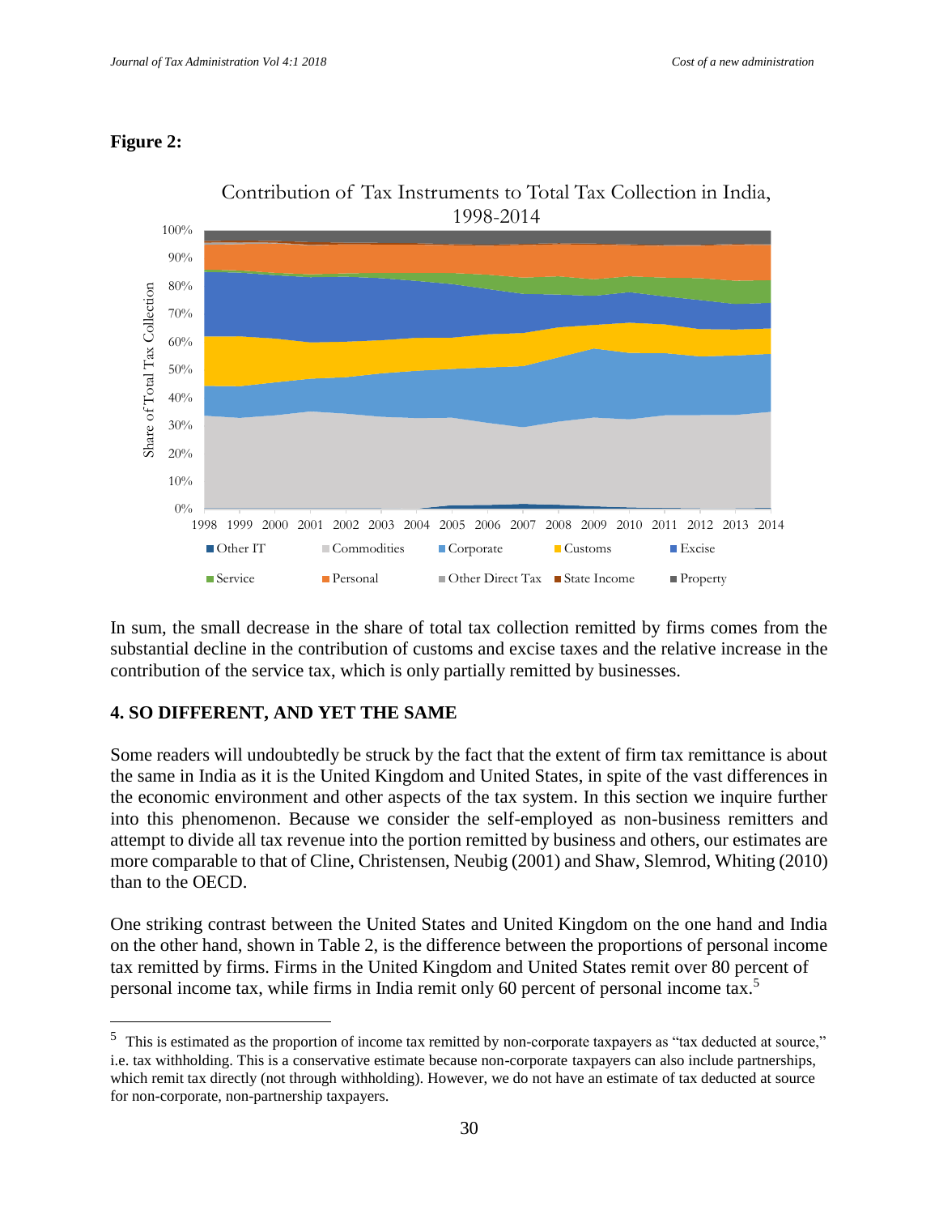**Figure 2:**

In sum, the small decrease in the share of total tax collection remitted by firms comes from the substantial decline in the contribution of customs and excise taxes and the relative increase in the contribution of the service tax, which is only partially remitted by businesses.

## 4. SO DIFFERENT, AND YET THE SAME

Some readers will undoubtedly be struck by the fact that the extent of firm tax remittance is about the same in India as it is the United Kingdom and United States, in spite of the vast differences in the economic environment and other aspects of the tax system. In this section we inquire further into this phenomenon. Because we consider the self-employed as non-business remitters and attempt to divide all tax revenue into the portion remitted by business and others, our estimates are more comparable to that of Cline, Christensen, Neubig (2001) and Shaw, Slemrod, Whiting (2010) than to the OECD.

One striking contrast between the United States and United Kingdom on the one hand and India on the other hand, shown in Table 2, is the difference between the proportions of personal income tax remitted by firms. Firms in the United Kingdom and United States remit over 80 percent of personal income tax, while firms in India remit only 60 percent of personal income tax.[5]

[5] This is estimated as the proportion of income tax remitted by non-corporate taxpayers as "tax deducted at source," i.e. tax withholding. This is a conservative estimate because non-corporate taxpayers can also include partnerships, which remit tax directly (not through withholding). However, we do not have an estimate of tax deducted at source for non-corporate, non-partnership taxpayers.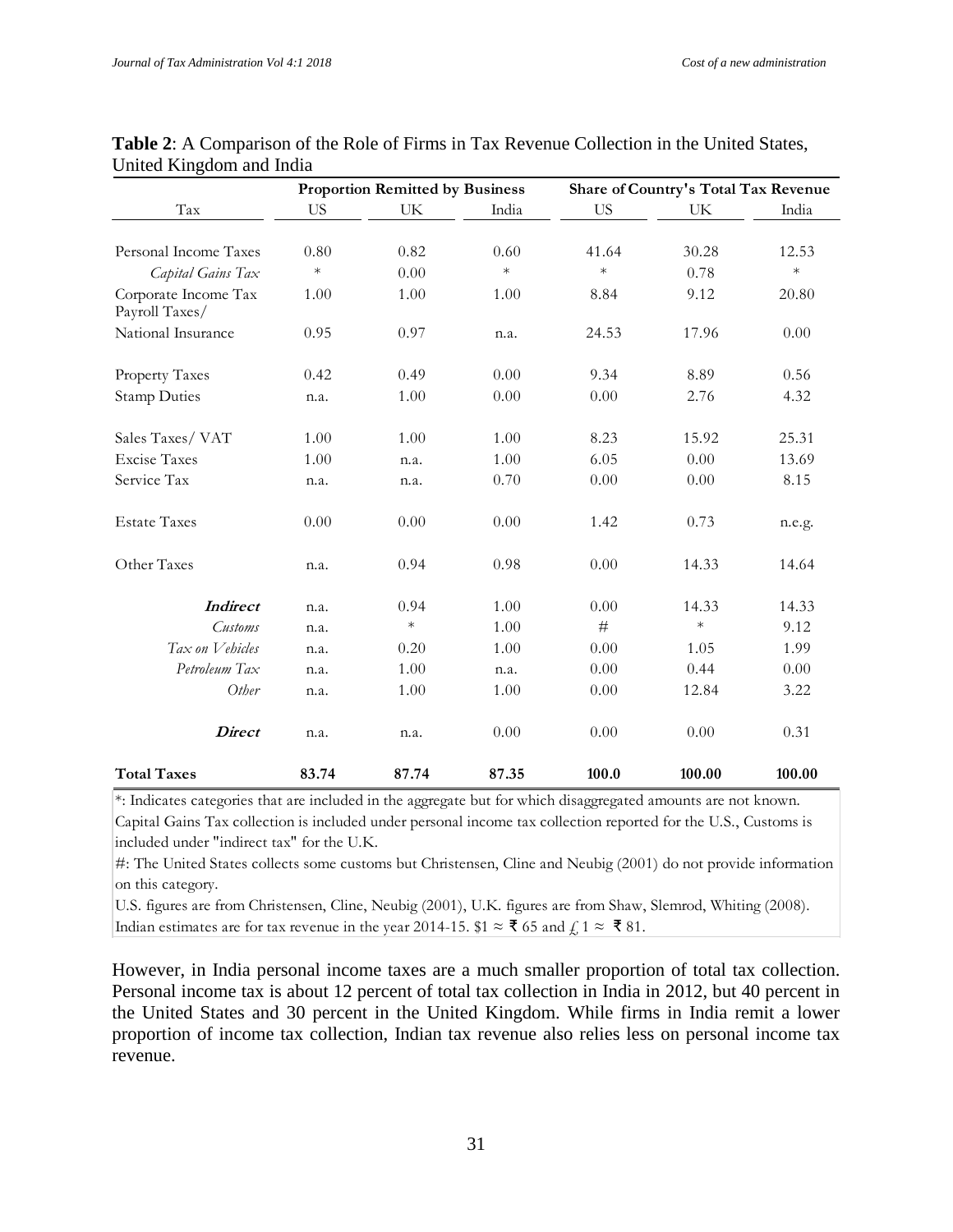**Table 2**: A Comparison of the Role of Firms in Tax Revenue Collection in the United States, United Kingdom and India

| | Proportion Remitted by Business | | | Share of Country's Total Tax Revenue | | |
|---|---|---|---|---|---|---|
| Tax | US | UK | India | US | UK | India |
| Personal Income Taxes | 0.80 | 0.82 | 0.60 | 41.64 | 30.28 | 12.53 |
| *Capital Gains Tax* | * | 0.00 | * | * | 0.78 | * |
| Corporate Income Tax | 1.00 | 1.00 | 1.00 | 8.84 | 9.12 | 20.80 |
| Payroll Taxes/ National Insurance | 0.95 | 0.97 | n.a. | 24.53 | 17.96 | 0.00 |
| Property Taxes | 0.42 | 0.49 | 0.00 | 9.34 | 8.89 | 0.56 |
| Stamp Duties | n.a. | 1.00 | 0.00 | 0.00 | 2.76 | 4.32 |
| Sales Taxes/ VAT | 1.00 | 1.00 | 1.00 | 8.23 | 15.92 | 25.31 |
| Excise Taxes | 1.00 | n.a. | 1.00 | 6.05 | 0.00 | 13.69 |
| Service Tax | n.a. | n.a. | 0.70 | 0.00 | 0.00 | 8.15 |
| Estate Taxes | 0.00 | 0.00 | 0.00 | 1.42 | 0.73 | n.e.g. |
| Other Taxes | n.a. | 0.94 | 0.98 | 0.00 | 14.33 | 14.64 |
| ***Indirect*** | n.a. | 0.94 | 1.00 | 0.00 | 14.33 | 14.33 |
| *Customs* | n.a. | * | 1.00 | # | * | 9.12 |
| *Tax on Vehicles* | n.a. | 0.20 | 1.00 | 0.00 | 1.05 | 1.99 |
| *Petroleum Tax* | n.a. | 1.00 | n.a. | 0.00 | 0.44 | 0.00 |
| *Other* | n.a. | 1.00 | 1.00 | 0.00 | 12.84 | 3.22 |
| ***Direct*** | n.a. | n.a. | 0.00 | 0.00 | 0.00 | 0.31 |
| **Total Taxes** | **83.74** | **87.74** | **87.35** | **100.0** | **100.00** | **100.00** |

*: Indicates categories that are included in the aggregate but for which disaggregated amounts are not known. Capital Gains Tax collection is included under personal income tax collection reported for the U.S., Customs is included under "indirect tax" for the U.K.

#: The United States collects some customs but Christensen, Cline and Neubig (2001) do not provide information on this category.

U.S. figures are from Christensen, Cline, Neubig (2001), U.K. figures are from Shaw, Slemrod, Whiting (2008). Indian estimates are for tax revenue in the year 2014-15. \$1 ≈ ₹ 65 and £ 1 ≈ ₹ 81.

However, in India personal income taxes are a much smaller proportion of total tax collection. Personal income tax is about 12 percent of total tax collection in India in 2012, but 40 percent in the United States and 30 percent in the United Kingdom. While firms in India remit a lower proportion of income tax collection, Indian tax revenue also relies less on personal income tax revenue.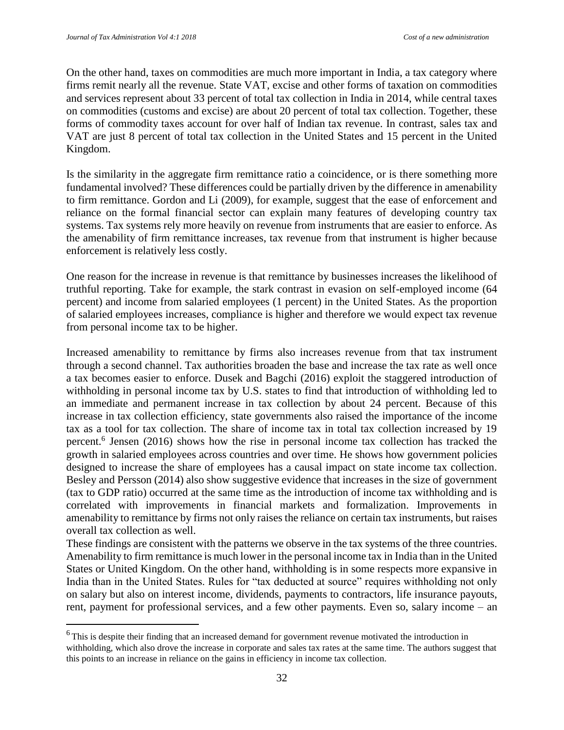On the other hand, taxes on commodities are much more important in India, a tax category where firms remit nearly all the revenue. State VAT, excise and other forms of taxation on commodities and services represent about 33 percent of total tax collection in India in 2014, while central taxes on commodities (customs and excise) are about 20 percent of total tax collection. Together, these forms of commodity taxes account for over half of Indian tax revenue. In contrast, sales tax and VAT are just 8 percent of total tax collection in the United States and 15 percent in the United Kingdom.

Is the similarity in the aggregate firm remittance ratio a coincidence, or is there something more fundamental involved? These differences could be partially driven by the difference in amenability to firm remittance. Gordon and Li (2009), for example, suggest that the ease of enforcement and reliance on the formal financial sector can explain many features of developing country tax systems. Tax systems rely more heavily on revenue from instruments that are easier to enforce. As the amenability of firm remittance increases, tax revenue from that instrument is higher because enforcement is relatively less costly.

One reason for the increase in revenue is that remittance by businesses increases the likelihood of truthful reporting. Take for example, the stark contrast in evasion on self-employed income (64 percent) and income from salaried employees (1 percent) in the United States. As the proportion of salaried employees increases, compliance is higher and therefore we would expect tax revenue from personal income tax to be higher.

Increased amenability to remittance by firms also increases revenue from that tax instrument through a second channel. Tax authorities broaden the base and increase the tax rate as well once a tax becomes easier to enforce. Dusek and Bagchi (2016) exploit the staggered introduction of withholding in personal income tax by U.S. states to find that introduction of withholding led to an immediate and permanent increase in tax collection by about 24 percent. Because of this increase in tax collection efficiency, state governments also raised the importance of the income tax as a tool for tax collection. The share of income tax in total tax collection increased by 19 percent.[6] Jensen (2016) shows how the rise in personal income tax collection has tracked the growth in salaried employees across countries and over time. He shows how government policies designed to increase the share of employees has a causal impact on state income tax collection. Besley and Persson (2014) also show suggestive evidence that increases in the size of government (tax to GDP ratio) occurred at the same time as the introduction of income tax withholding and is correlated with improvements in financial markets and formalization. Improvements in amenability to remittance by firms not only raises the reliance on certain tax instruments, but raises overall tax collection as well.

These findings are consistent with the patterns we observe in the tax systems of the three countries. Amenability to firm remittance is much lower in the personal income tax in India than in the United States or United Kingdom. On the other hand, withholding is in some respects more expansive in India than in the United States. Rules for "tax deducted at source" requires withholding not only on salary but also on interest income, dividends, payments to contractors, life insurance payouts, rent, payment for professional services, and a few other payments. Even so, salary income – an

[6] This is despite their finding that an increased demand for government revenue motivated the introduction in withholding, which also drove the increase in corporate and sales tax rates at the same time. The authors suggest that this points to an increase in reliance on the gains in efficiency in income tax collection.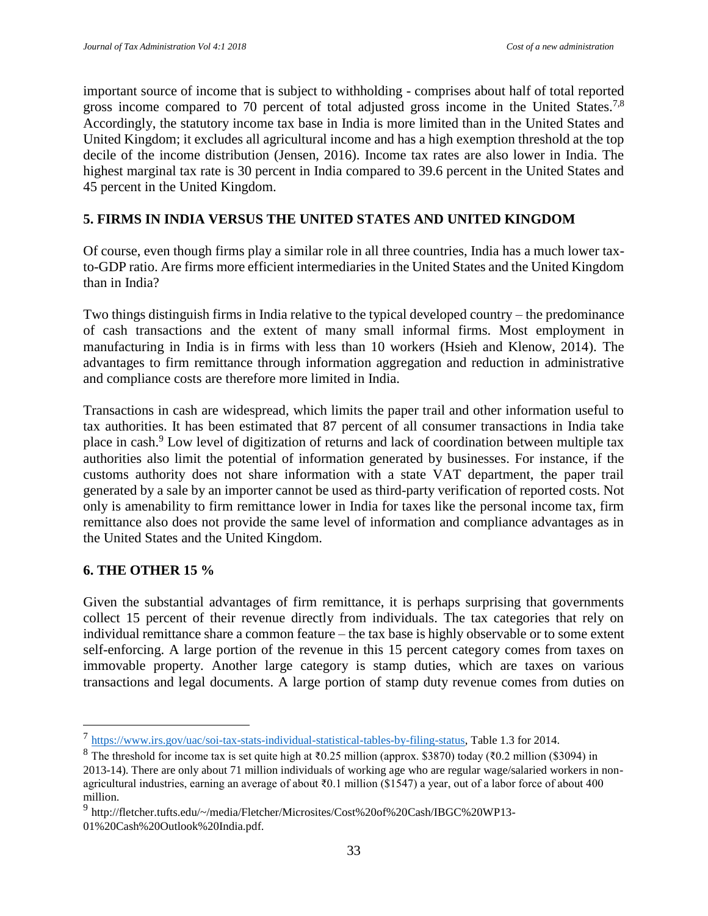important source of income that is subject to withholding - comprises about half of total reported gross income compared to 70 percent of total adjusted gross income in the United States.[7,8] Accordingly, the statutory income tax base in India is more limited than in the United States and United Kingdom; it excludes all agricultural income and has a high exemption threshold at the top decile of the income distribution (Jensen, 2016). Income tax rates are also lower in India. The highest marginal tax rate is 30 percent in India compared to 39.6 percent in the United States and 45 percent in the United Kingdom.

## 5. FIRMS IN INDIA VERSUS THE UNITED STATES AND UNITED KINGDOM

Of course, even though firms play a similar role in all three countries, India has a much lower tax-to-GDP ratio. Are firms more efficient intermediaries in the United States and the United Kingdom than in India?

Two things distinguish firms in India relative to the typical developed country – the predominance of cash transactions and the extent of many small informal firms. Most employment in manufacturing in India is in firms with less than 10 workers (Hsieh and Klenow, 2014). The advantages to firm remittance through information aggregation and reduction in administrative and compliance costs are therefore more limited in India.

Transactions in cash are widespread, which limits the paper trail and other information useful to tax authorities. It has been estimated that 87 percent of all consumer transactions in India take place in cash.[9] Low level of digitization of returns and lack of coordination between multiple tax authorities also limit the potential of information generated by businesses. For instance, if the customs authority does not share information with a state VAT department, the paper trail generated by a sale by an importer cannot be used as third-party verification of reported costs. Not only is amenability to firm remittance lower in India for taxes like the personal income tax, firm remittance also does not provide the same level of information and compliance advantages as in the United States and the United Kingdom.

## 6. THE OTHER 15 %

Given the substantial advantages of firm remittance, it is perhaps surprising that governments collect 15 percent of their revenue directly from individuals. The tax categories that rely on individual remittance share a common feature – the tax base is highly observable or to some extent self-enforcing. A large portion of the revenue in this 15 percent category comes from taxes on immovable property. Another large category is stamp duties, which are taxes on various transactions and legal documents. A large portion of stamp duty revenue comes from duties on

---

[7] https://www.irs.gov/uac/soi-tax-stats-individual-statistical-tables-by-filing-status, Table 1.3 for 2014.

[8] The threshold for income tax is set quite high at ₹0.25 million (approx. $3870) today (₹0.2 million ($3094) in 2013-14). There are only about 71 million individuals of working age who are regular wage/salaried workers in non-agricultural industries, earning an average of about ₹0.1 million ($1547) a year, out of a labor force of about 400 million.

[9] http://fletcher.tufts.edu/~/media/Fletcher/Microsites/Cost%20of%20Cash/IBGC%20WP13-01%20Cash%20Outlook%20India.pdf.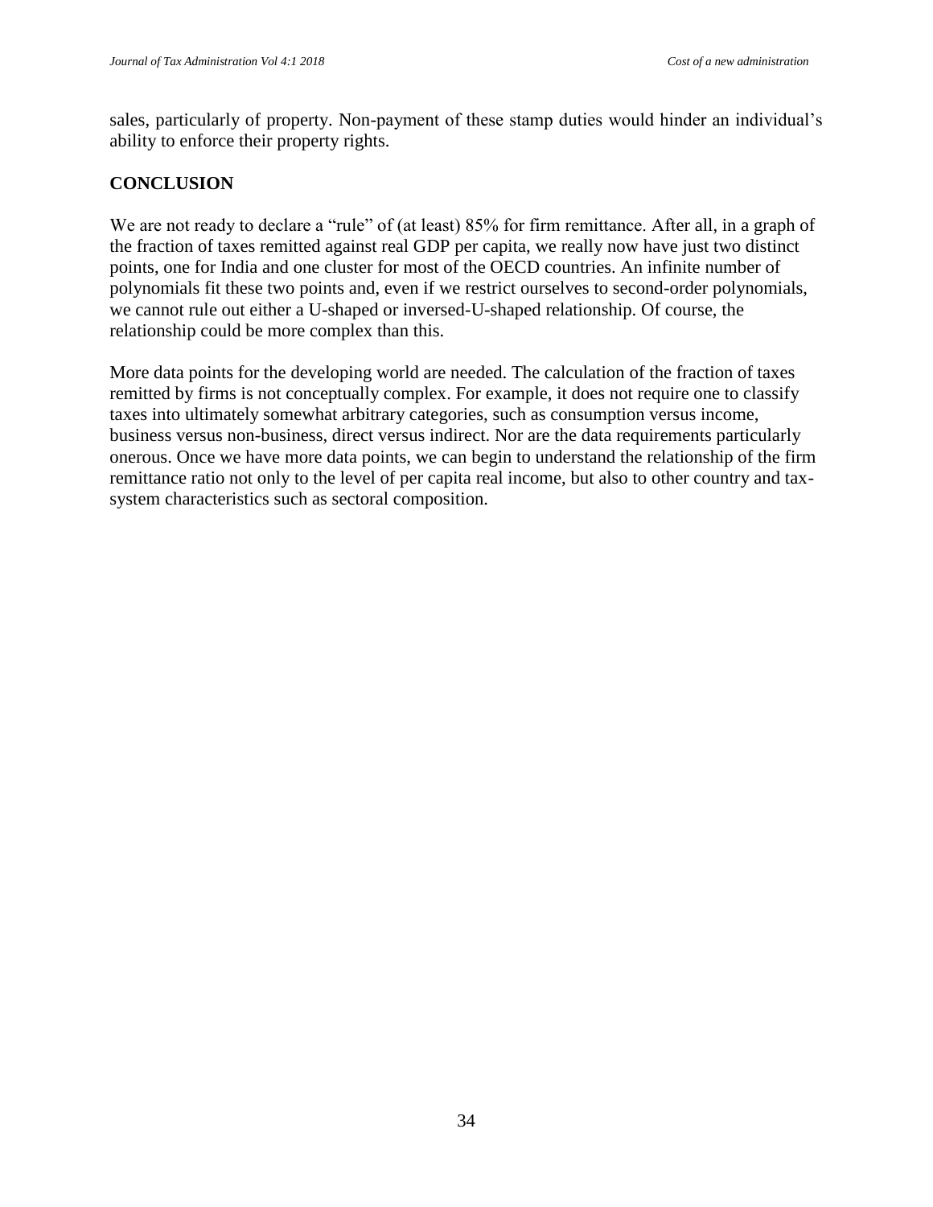sales, particularly of property. Non-payment of these stamp duties would hinder an individual's ability to enforce their property rights.

## CONCLUSION

We are not ready to declare a "rule" of (at least) 85% for firm remittance. After all, in a graph of the fraction of taxes remitted against real GDP per capita, we really now have just two distinct points, one for India and one cluster for most of the OECD countries. An infinite number of polynomials fit these two points and, even if we restrict ourselves to second-order polynomials, we cannot rule out either a U-shaped or inversed-U-shaped relationship. Of course, the relationship could be more complex than this.

More data points for the developing world are needed. The calculation of the fraction of taxes remitted by firms is not conceptually complex. For example, it does not require one to classify taxes into ultimately somewhat arbitrary categories, such as consumption versus income, business versus non-business, direct versus indirect. Nor are the data requirements particularly onerous. Once we have more data points, we can begin to understand the relationship of the firm remittance ratio not only to the level of per capita real income, but also to other country and tax-system characteristics such as sectoral composition.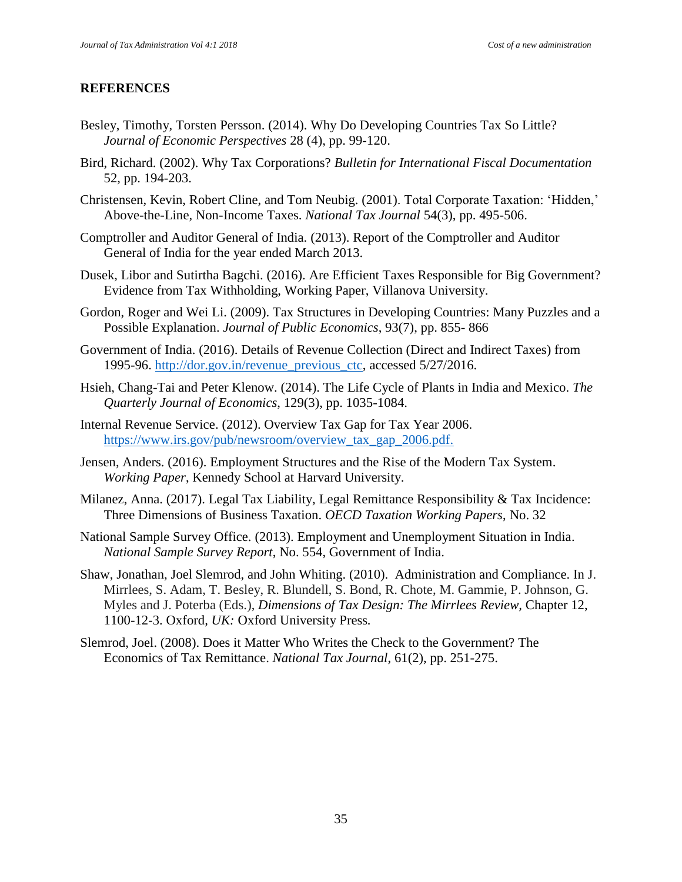## REFERENCES

Besley, Timothy, Torsten Persson. (2014). Why Do Developing Countries Tax So Little? *Journal of Economic Perspectives* 28 (4), pp. 99-120.

Bird, Richard. (2002). Why Tax Corporations? *Bulletin for International Fiscal Documentation* 52, pp. 194-203.

Christensen, Kevin, Robert Cline, and Tom Neubig. (2001). Total Corporate Taxation: 'Hidden,' Above-the-Line, Non-Income Taxes. *National Tax Journal* 54(3), pp. 495-506.

Comptroller and Auditor General of India. (2013). Report of the Comptroller and Auditor General of India for the year ended March 2013.

Dusek, Libor and Sutirtha Bagchi. (2016). Are Efficient Taxes Responsible for Big Government? Evidence from Tax Withholding, Working Paper, Villanova University.

Gordon, Roger and Wei Li. (2009). Tax Structures in Developing Countries: Many Puzzles and a Possible Explanation. *Journal of Public Economics*, 93(7), pp. 855- 866

Government of India. (2016). Details of Revenue Collection (Direct and Indirect Taxes) from 1995-96. http://dor.gov.in/revenue_previous_ctc, accessed 5/27/2016.

Hsieh, Chang-Tai and Peter Klenow. (2014). The Life Cycle of Plants in India and Mexico. *The Quarterly Journal of Economics*, 129(3), pp. 1035-1084.

Internal Revenue Service. (2012). Overview Tax Gap for Tax Year 2006. https://www.irs.gov/pub/newsroom/overview_tax_gap_2006.pdf.

Jensen, Anders. (2016). Employment Structures and the Rise of the Modern Tax System. *Working Paper*, Kennedy School at Harvard University.

Milanez, Anna. (2017). Legal Tax Liability, Legal Remittance Responsibility & Tax Incidence: Three Dimensions of Business Taxation. *OECD Taxation Working Papers*, No. 32

National Sample Survey Office. (2013). Employment and Unemployment Situation in India. *National Sample Survey Report*, No. 554, Government of India.

Shaw, Jonathan, Joel Slemrod, and John Whiting. (2010). Administration and Compliance. In J. Mirrlees, S. Adam, T. Besley, R. Blundell, S. Bond, R. Chote, M. Gammie, P. Johnson, G. Myles and J. Poterba (Eds.), *Dimensions of Tax Design: The Mirrlees Review,* Chapter 12, 1100-12-3. Oxford, *UK:* Oxford University Press.

Slemrod, Joel. (2008). Does it Matter Who Writes the Check to the Government? The Economics of Tax Remittance. *National Tax Journal*, 61(2), pp. 251-275.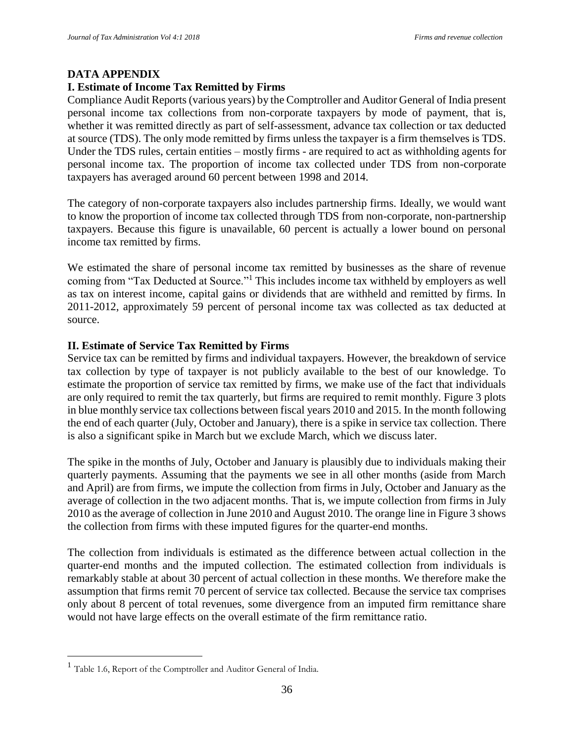## DATA APPENDIX

### I. Estimate of Income Tax Remitted by Firms

Compliance Audit Reports (various years) by the Comptroller and Auditor General of India present personal income tax collections from non-corporate taxpayers by mode of payment, that is, whether it was remitted directly as part of self-assessment, advance tax collection or tax deducted at source (TDS). The only mode remitted by firms unless the taxpayer is a firm themselves is TDS. Under the TDS rules, certain entities – mostly firms - are required to act as withholding agents for personal income tax. The proportion of income tax collected under TDS from non-corporate taxpayers has averaged around 60 percent between 1998 and 2014.

The category of non-corporate taxpayers also includes partnership firms. Ideally, we would want to know the proportion of income tax collected through TDS from non-corporate, non-partnership taxpayers. Because this figure is unavailable, 60 percent is actually a lower bound on personal income tax remitted by firms.

We estimated the share of personal income tax remitted by businesses as the share of revenue coming from "Tax Deducted at Source."[1] This includes income tax withheld by employers as well as tax on interest income, capital gains or dividends that are withheld and remitted by firms. In 2011-2012, approximately 59 percent of personal income tax was collected as tax deducted at source.

### II. Estimate of Service Tax Remitted by Firms

Service tax can be remitted by firms and individual taxpayers. However, the breakdown of service tax collection by type of taxpayer is not publicly available to the best of our knowledge. To estimate the proportion of service tax remitted by firms, we make use of the fact that individuals are only required to remit the tax quarterly, but firms are required to remit monthly. Figure 3 plots in blue monthly service tax collections between fiscal years 2010 and 2015. In the month following the end of each quarter (July, October and January), there is a spike in service tax collection. There is also a significant spike in March but we exclude March, which we discuss later.

The spike in the months of July, October and January is plausibly due to individuals making their quarterly payments. Assuming that the payments we see in all other months (aside from March and April) are from firms, we impute the collection from firms in July, October and January as the average of collection in the two adjacent months. That is, we impute collection from firms in July 2010 as the average of collection in June 2010 and August 2010. The orange line in Figure 3 shows the collection from firms with these imputed figures for the quarter-end months.

The collection from individuals is estimated as the difference between actual collection in the quarter-end months and the imputed collection. The estimated collection from individuals is remarkably stable at about 30 percent of actual collection in these months. We therefore make the assumption that firms remit 70 percent of service tax collected. Because the service tax comprises only about 8 percent of total revenues, some divergence from an imputed firm remittance share would not have large effects on the overall estimate of the firm remittance ratio.

[1] Table 1.6, Report of the Comptroller and Auditor General of India.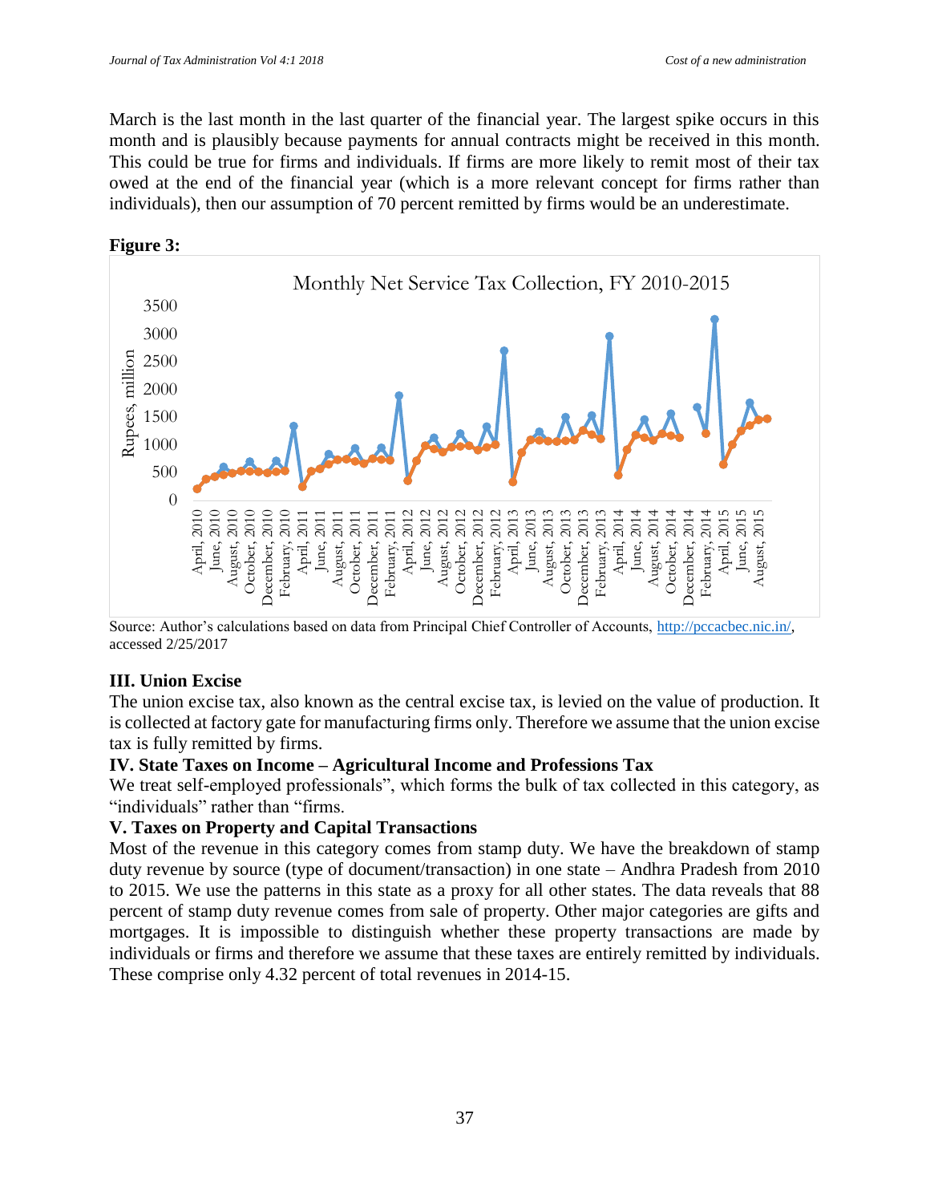March is the last month in the last quarter of the financial year. The largest spike occurs in this month and is plausibly because payments for annual contracts might be received in this month. This could be true for firms and individuals. If firms are more likely to remit most of their tax owed at the end of the financial year (which is a more relevant concept for firms rather than individuals), then our assumption of 70 percent remitted by firms would be an underestimate.

**Figure 3:**

Monthly Net Service Tax Collection, FY 2010-2015

Rupees, million

3500
3000
2500
2000
1500
1000
500
0

April, 2010
June, 2010
August, 2010
October, 2010
December, 2010
February, 2010
April, 2011
June, 2011
August, 2011
October, 2011
December, 2011
February, 2011
April, 2012
June, 2012
August, 2012
October, 2012
December, 2012
February, 2012
April, 2013
June, 2013
August, 2013
October, 2013
December, 2013
February, 2013
April, 2014
June, 2014
August, 2014
October, 2014
December, 2014
February, 2014
April, 2015
June, 2015
August, 2015

Source: Author's calculations based on data from Principal Chief Controller of Accounts, http://pccacbec.nic.in/, accessed 2/25/2017

### III. Union Excise

The union excise tax, also known as the central excise tax, is levied on the value of production. It is collected at factory gate for manufacturing firms only. Therefore we assume that the union excise tax is fully remitted by firms.

### IV. State Taxes on Income – Agricultural Income and Professions Tax

We treat self-employed professionals", which forms the bulk of tax collected in this category, as "individuals" rather than "firms.

### V. Taxes on Property and Capital Transactions

Most of the revenue in this category comes from stamp duty. We have the breakdown of stamp duty revenue by source (type of document/transaction) in one state – Andhra Pradesh from 2010 to 2015. We use the patterns in this state as a proxy for all other states. The data reveals that 88 percent of stamp duty revenue comes from sale of property. Other major categories are gifts and mortgages. It is impossible to distinguish whether these property transactions are made by individuals or firms and therefore we assume that these taxes are entirely remitted by individuals. These comprise only 4.32 percent of total revenues in 2014-15.